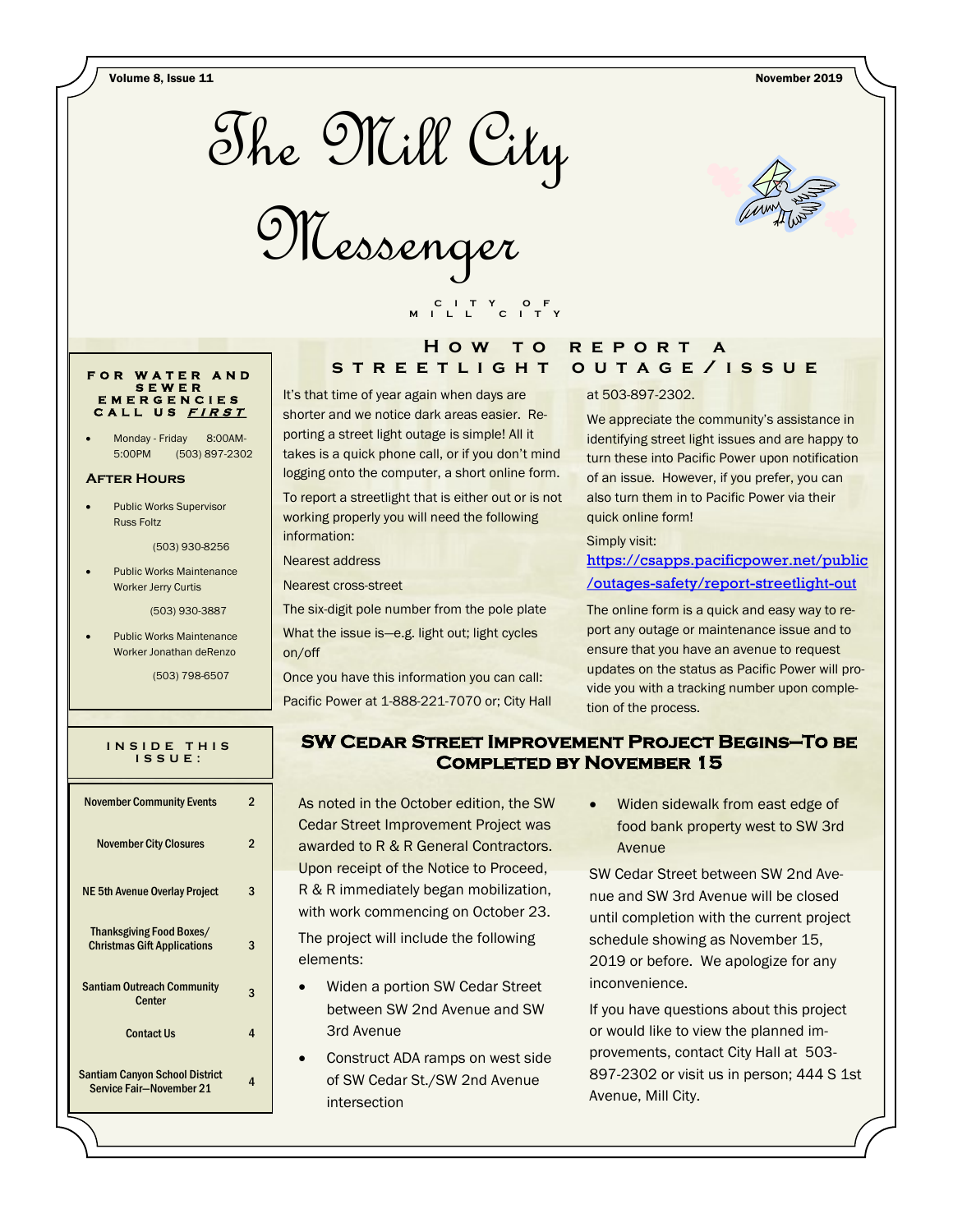# The Mill City Messenger

CITY OF MILL CITY

**FOR WATER AND SEWER EMERGENCIES CALL US *FIRST***

- Monday - Friday 8:00AM-5:00PM (503) 897-2302

### After Hours

- Public Works Supervisor Russ Foltz

  (503) 930-8256

- Public Works Maintenance Worker Jerry Curtis

  (503) 930-3887

- Public Works Maintenance Worker Jonathan deRenzo

  (503) 798-6507

**INSIDE THIS ISSUE:**

| | |
|---|---|
| November Community Events | 2 |
| November City Closures | 2 |
| NE 5th Avenue Overlay Project | 3 |
| Thanksgiving Food Boxes/ Christmas Gift Applications | 3 |
| Santiam Outreach Community Center | 3 |
| Contact Us | 4 |
| Santiam Canyon School District Service Fair—November 21 | 4 |

## How to report a streetlight outage/issue

It's that time of year again when days are shorter and we notice dark areas easier. Reporting a street light outage is simple! All it takes is a quick phone call, or if you don't mind logging onto the computer, a short online form.

To report a streetlight that is either out or is not working properly you will need the following information:

Nearest address

Nearest cross-street

The six-digit pole number from the pole plate

What the issue is—e.g. light out; light cycles on/off

Once you have this information you can call: Pacific Power at 1-888-221-7070 or; City Hall at 503-897-2302.

We appreciate the community's assistance in identifying street light issues and are happy to turn these into Pacific Power upon notification of an issue. However, if you prefer, you can also turn them in to Pacific Power via their quick online form!

Simply visit: https://csapps.pacificpower.net/public/outages-safety/report-streetlight-out

The online form is a quick and easy way to report any outage or maintenance issue and to ensure that you have an avenue to request updates on the status as Pacific Power will provide you with a tracking number upon completion of the process.

## SW Cedar Street Improvement Project Begins—To be Completed by November 15

As noted in the October edition, the SW Cedar Street Improvement Project was awarded to R & R General Contractors. Upon receipt of the Notice to Proceed, R & R immediately began mobilization, with work commencing on October 23.

The project will include the following elements:

- Widen a portion SW Cedar Street between SW 2nd Avenue and SW 3rd Avenue
- Construct ADA ramps on west side of SW Cedar St./SW 2nd Avenue intersection
- Widen sidewalk from east edge of food bank property west to SW 3rd Avenue

SW Cedar Street between SW 2nd Avenue and SW 3rd Avenue will be closed until completion with the current project schedule showing as November 15, 2019 or before. We apologize for any inconvenience.

If you have questions about this project or would like to view the planned improvements, contact City Hall at 503-897-2302 or visit us in person; 444 S 1st Avenue, Mill City.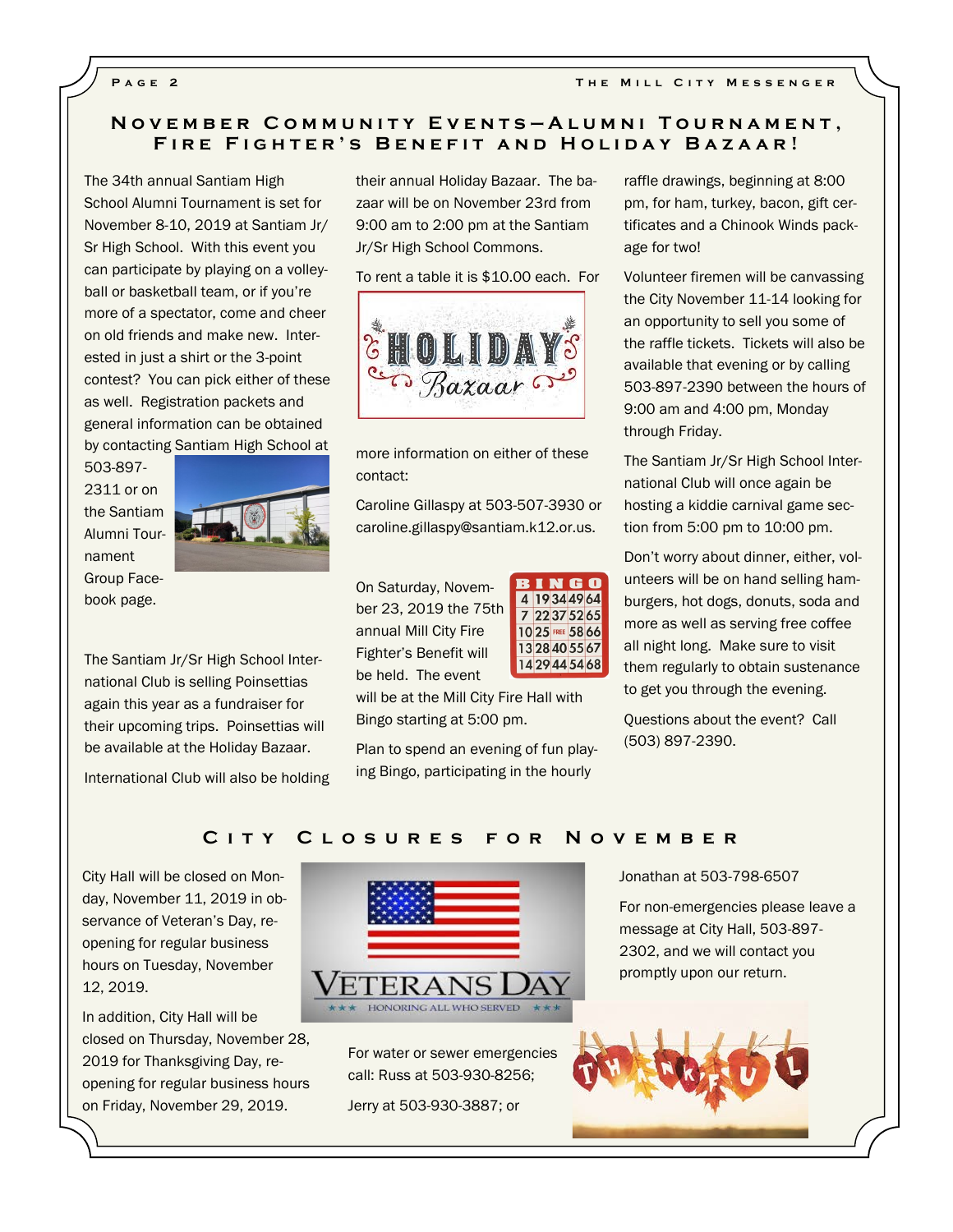## November Community Events—Alumni Tournament, Fire Fighter's Benefit and Holiday Bazaar!

The 34th annual Santiam High School Alumni Tournament is set for November 8-10, 2019 at Santiam Jr/Sr High School. With this event you can participate by playing on a volleyball or basketball team, or if you're more of a spectator, come and cheer on old friends and make new. Interested in just a shirt or the 3-point contest? You can pick either of these as well. Registration packets and general information can be obtained by contacting Santiam High School at 503-897-2311 or on the Santiam Alumni Tournament Group Facebook page.

The Santiam Jr/Sr High School International Club is selling Poinsettias again this year as a fundraiser for their upcoming trips. Poinsettias will be available at the Holiday Bazaar.

International Club will also be holding their annual Holiday Bazaar. The bazaar will be on November 23rd from 9:00 am to 2:00 pm at the Santiam Jr/Sr High School Commons.

To rent a table it is $10.00 each. For more information on either of these contact:

Caroline Gillaspy at 503-507-3930 or caroline.gillaspy@santiam.k12.or.us.

On Saturday, November 23, 2019 the 75th annual Mill City Fire Fighter's Benefit will be held. The event will be at the Mill City Fire Hall with Bingo starting at 5:00 pm.

Plan to spend an evening of fun playing Bingo, participating in the hourly raffle drawings, beginning at 8:00 pm, for ham, turkey, bacon, gift certificates and a Chinook Winds package for two!

Volunteer firemen will be canvassing the City November 11-14 looking for an opportunity to sell you some of the raffle tickets. Tickets will also be available that evening or by calling 503-897-2390 between the hours of 9:00 am and 4:00 pm, Monday through Friday.

The Santiam Jr/Sr High School International Club will once again be hosting a kiddie carnival game section from 5:00 pm to 10:00 pm.

Don't worry about dinner, either, volunteers will be on hand selling hamburgers, hot dogs, donuts, soda and more as well as serving free coffee all night long. Make sure to visit them regularly to obtain sustenance to get you through the evening.

Questions about the event? Call (503) 897-2390.

## City Closures for November

City Hall will be closed on Monday, November 11, 2019 in observance of Veteran's Day, reopening for regular business hours on Tuesday, November 12, 2019.

In addition, City Hall will be closed on Thursday, November 28, 2019 for Thanksgiving Day, reopening for regular business hours on Friday, November 29, 2019.

For water or sewer emergencies call: Russ at 503-930-8256;

Jerry at 503-930-3887; or

Jonathan at 503-798-6507

For non-emergencies please leave a message at City Hall, 503-897-2302, and we will contact you promptly upon our return.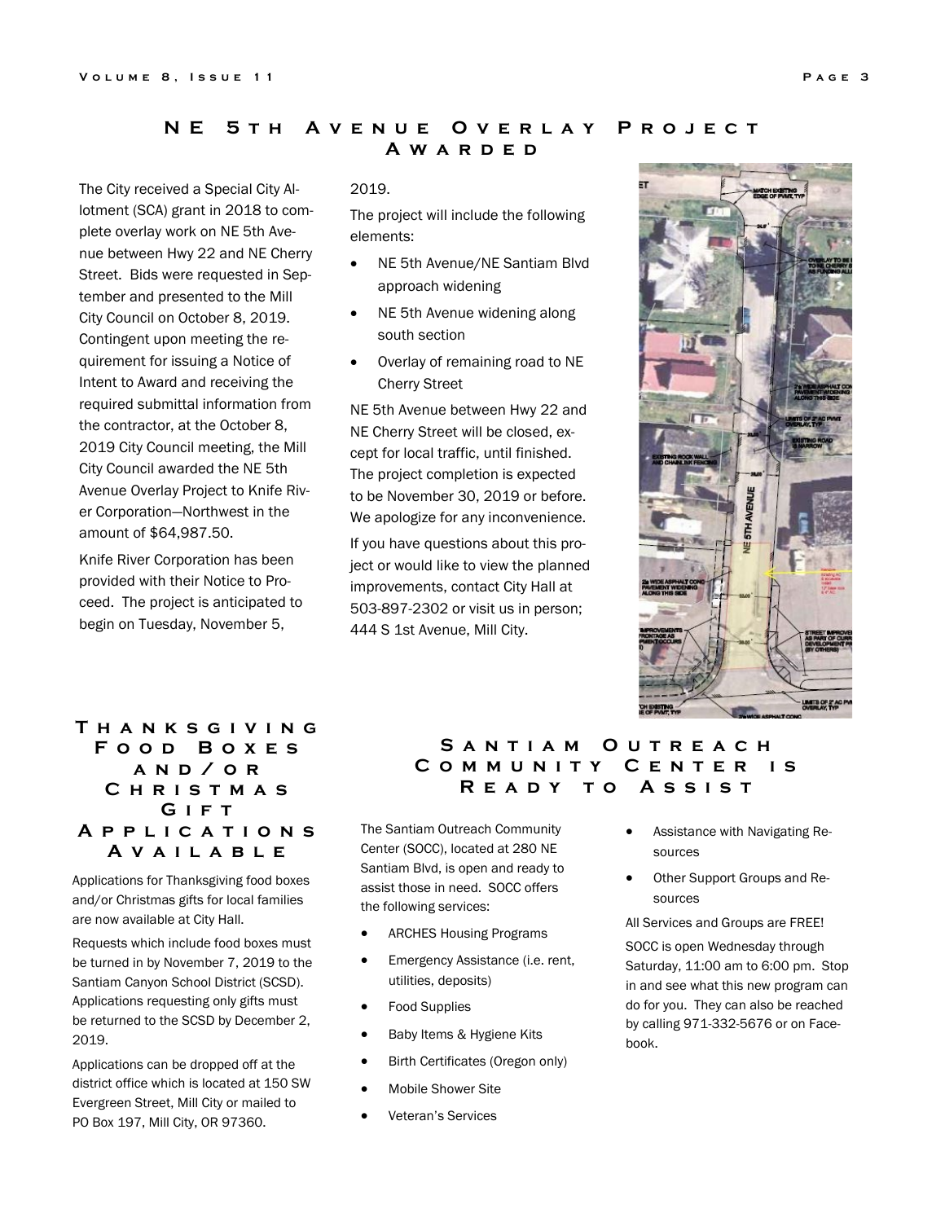## NE 5th Avenue Overlay Project Awarded

The City received a Special City Allotment (SCA) grant in 2018 to complete overlay work on NE 5th Avenue between Hwy 22 and NE Cherry Street. Bids were requested in September and presented to the Mill City Council on October 8, 2019. Contingent upon meeting the requirement for issuing a Notice of Intent to Award and receiving the required submittal information from the contractor, at the October 8, 2019 City Council meeting, the Mill City Council awarded the NE 5th Avenue Overlay Project to Knife River Corporation—Northwest in the amount of $64,987.50.

Knife River Corporation has been provided with their Notice to Proceed. The project is anticipated to begin on Tuesday, November 5, 2019.

The project will include the following elements:

- NE 5th Avenue/NE Santiam Blvd approach widening
- NE 5th Avenue widening along south section
- Overlay of remaining road to NE Cherry Street

NE 5th Avenue between Hwy 22 and NE Cherry Street will be closed, except for local traffic, until finished. The project completion is expected to be November 30, 2019 or before. We apologize for any inconvenience.

If you have questions about this project or would like to view the planned improvements, contact City Hall at 503-897-2302 or visit us in person; 444 S 1st Avenue, Mill City.

## Thanksgiving Food Boxes and/or Christmas Gift Applications Available

Applications for Thanksgiving food boxes and/or Christmas gifts for local families are now available at City Hall.

Requests which include food boxes must be turned in by November 7, 2019 to the Santiam Canyon School District (SCSD). Applications requesting only gifts must be returned to the SCSD by December 2, 2019.

Applications can be dropped off at the district office which is located at 150 SW Evergreen Street, Mill City or mailed to PO Box 197, Mill City, OR 97360.

## Santiam Outreach Community Center is Ready to Assist

The Santiam Outreach Community Center (SOCC), located at 280 NE Santiam Blvd, is open and ready to assist those in need. SOCC offers the following services:

- ARCHES Housing Programs
- Emergency Assistance (i.e. rent, utilities, deposits)
- Food Supplies
- Baby Items & Hygiene Kits
- Birth Certificates (Oregon only)
- Mobile Shower Site
- Veteran's Services
- Assistance with Navigating Resources
- Other Support Groups and Resources

All Services and Groups are FREE!

SOCC is open Wednesday through Saturday, 11:00 am to 6:00 pm. Stop in and see what this new program can do for you. They can also be reached by calling 971-332-5676 or on Facebook.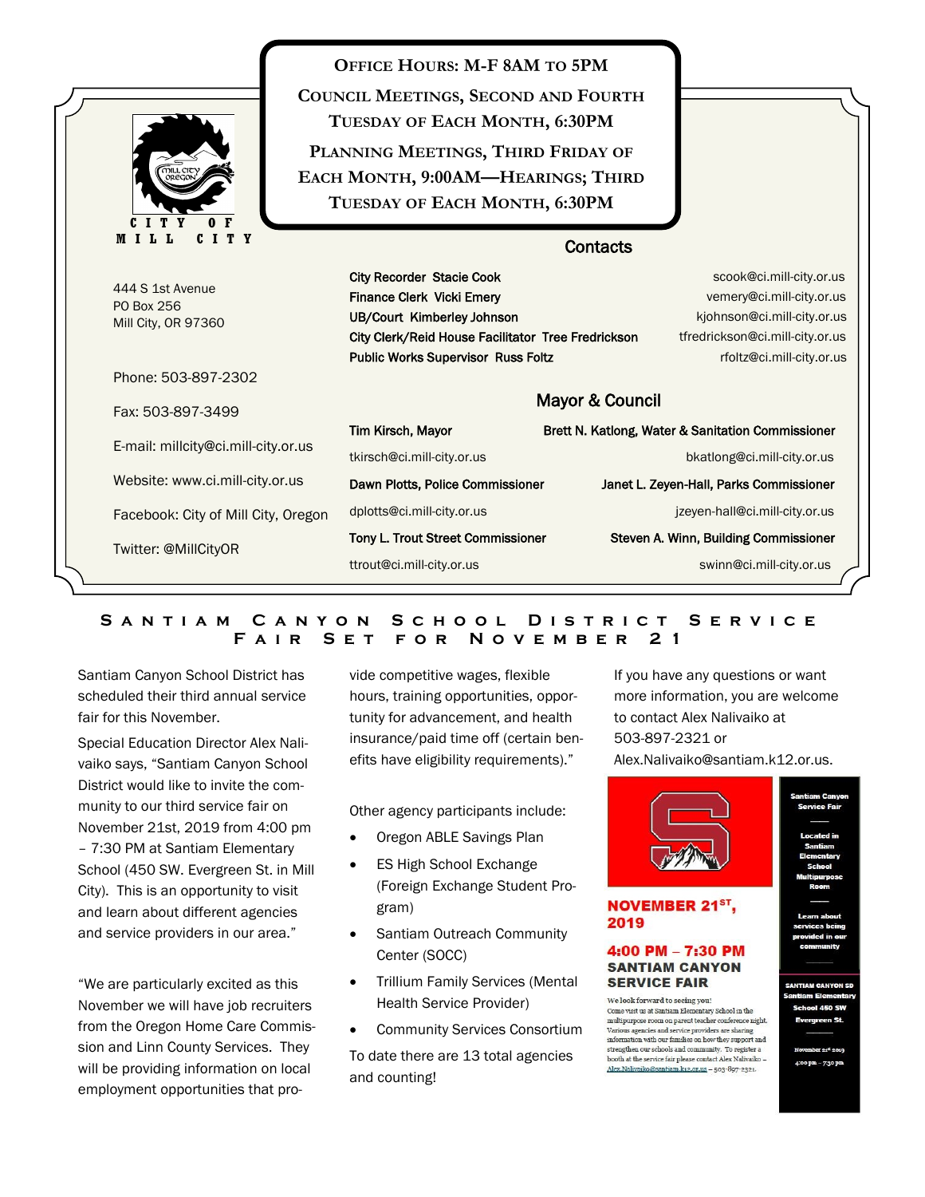**Office Hours: M-F 8AM to 5PM**

**Council Meetings, Second and Fourth Tuesday of Each Month, 6:30PM**

**Planning Meetings, Third Friday of Each Month, 9:00AM—Hearings; Third Tuesday of Each Month, 6:30PM**

CITY OF MILL CITY

444 S 1st Avenue
PO Box 256
Mill City, OR 97360

Phone: 503-897-2302

Fax: 503-897-3499

E-mail: millcity@ci.mill-city.or.us

Website: www.ci.mill-city.or.us

Facebook: City of Mill City, Oregon

Twitter: @MillCityOR

## Contacts

| | |
|---|---|
| **City Recorder Stacie Cook** | scook@ci.mill-city.or.us |
| **Finance Clerk Vicki Emery** | vemery@ci.mill-city.or.us |
| **UB/Court Kimberley Johnson** | kjohnson@ci.mill-city.or.us |
| **City Clerk/Reid House Facilitator Tree Fredrickson** | tfredrickson@ci.mill-city.or.us |
| **Public Works Supervisor Russ Foltz** | rfoltz@ci.mill-city.or.us |

## Mayor & Council

| | |
|---|---|
| **Tim Kirsch, Mayor** | **Brett N. Katlong, Water & Sanitation Commissioner** |
| tkirsch@ci.mill-city.or.us | bkatlong@ci.mill-city.or.us |
| **Dawn Plotts, Police Commissioner** | **Janet L. Zeyen-Hall, Parks Commissioner** |
| dplotts@ci.mill-city.or.us | jzeyen-hall@ci.mill-city.or.us |
| **Tony L. Trout Street Commissioner** | **Steven A. Winn, Building Commissioner** |
| ttrout@ci.mill-city.or.us | swinn@ci.mill-city.or.us |

## Santiam Canyon School District Service Fair Set for November 21

Santiam Canyon School District has scheduled their third annual service fair for this November.

Special Education Director Alex Nalivaiko says, "Santiam Canyon School District would like to invite the community to our third service fair on November 21st, 2019 from 4:00 pm – 7:30 PM at Santiam Elementary School (450 SW. Evergreen St. in Mill City). This is an opportunity to visit and learn about different agencies and service providers in our area."

"We are particularly excited as this November we will have job recruiters from the Oregon Home Care Commission and Linn County Services. They will be providing information on local employment opportunities that provide competitive wages, flexible hours, training opportunities, opportunity for advancement, and health insurance/paid time off (certain benefits have eligibility requirements)."

Other agency participants include:

- Oregon ABLE Savings Plan
- ES High School Exchange (Foreign Exchange Student Program)
- Santiam Outreach Community Center (SOCC)
- Trillium Family Services (Mental Health Service Provider)
- Community Services Consortium

To date there are 13 total agencies and counting!

If you have any questions or want more information, you are welcome to contact Alex Nalivaiko at 503-897-2321 or Alex.Nalivaiko@santiam.k12.or.us.

**NOVEMBER 21ST, 2019**

**4:00 PM – 7:30 PM**
**SANTIAM CANYON SERVICE FAIR**

We look forward to seeing you!
Come visit us at Santiam Elementary School in the multipurpose room on parent teacher conference night. Various agencies and service providers are sharing information with our families on how they support and strengthen our schools and community. To register a booth at the service fair please contact Alex Nalivaiko – Alex.Nalivaiko@santiam.k12.or.us – 503-897-2321.

Santiam Canyon Service Fair

Located in Santiam Elementary School Multipurpose Room

Learn about services being provided in our community

SANTIAM CANYON SD
Santiam Elementary
School 450 SW
Evergreen St.

November 21st 2019
4:00 pm – 7:30 pm